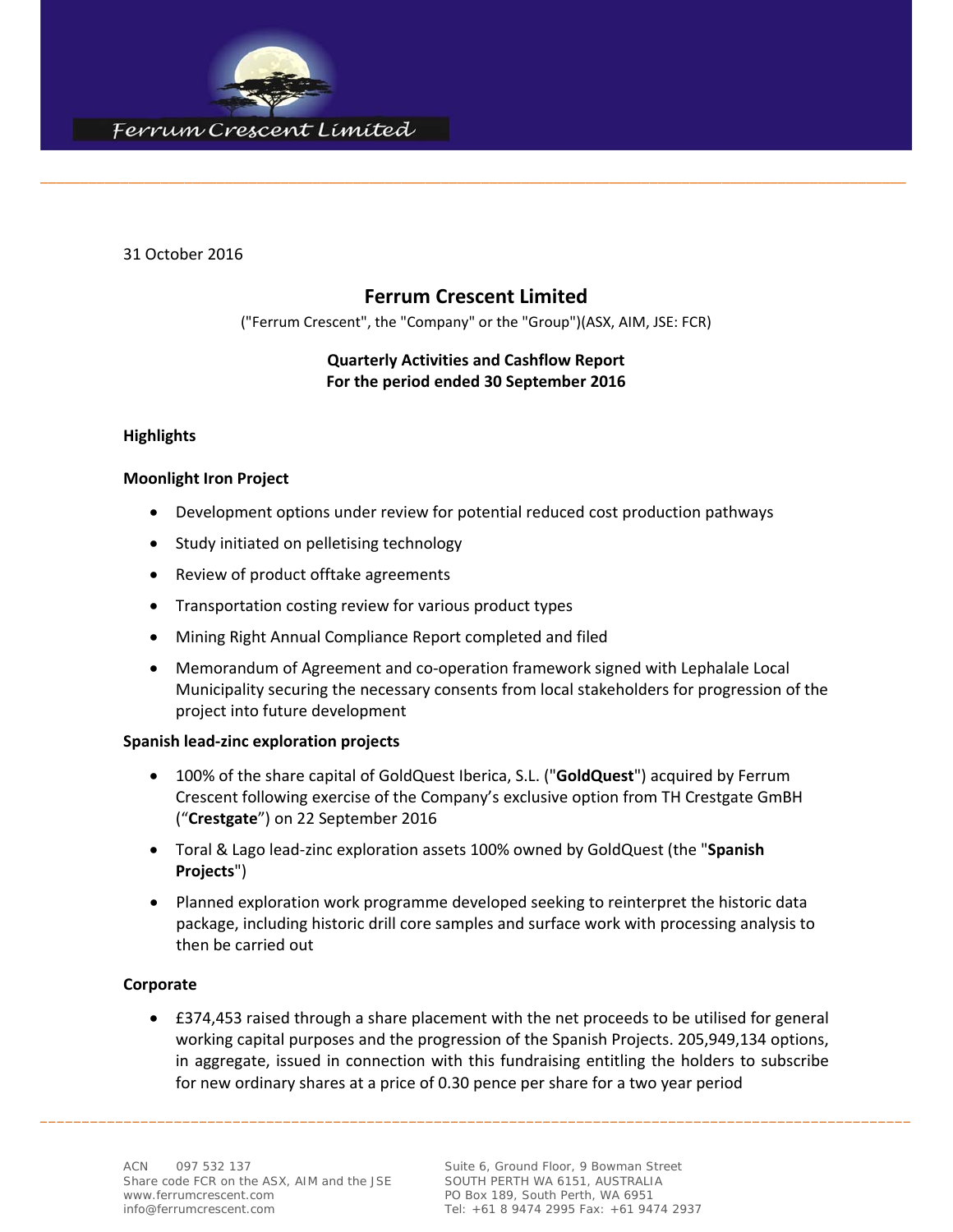31 October 2016

# Ferrum Crescent Limited

("Ferrum Crescent", the "Company" or the "Group")(ASX, AIM, JSE: FCR)

**Quarterly Activities and Cashflow Report**
**For the period ended 30 September 2016**

## Highlights

### Moonlight Iron Project

- Development options under review for potential reduced cost production pathways
- Study initiated on pelletising technology
- Review of product offtake agreements
- Transportation costing review for various product types
- Mining Right Annual Compliance Report completed and filed
- Memorandum of Agreement and co-operation framework signed with Lephalale Local Municipality securing the necessary consents from local stakeholders for progression of the project into future development

### Spanish lead-zinc exploration projects

- 100% of the share capital of GoldQuest Iberica, S.L. ("**GoldQuest**") acquired by Ferrum Crescent following exercise of the Company's exclusive option from TH Crestgate GmbH ("**Crestgate**") on 22 September 2016
- Toral & Lago lead-zinc exploration assets 100% owned by GoldQuest (the "**Spanish Projects**")
- Planned exploration work programme developed seeking to reinterpret the historic data package, including historic drill core samples and surface work with processing analysis to then be carried out

### Corporate

- £374,453 raised through a share placement with the net proceeds to be utilised for general working capital purposes and the progression of the Spanish Projects. 205,949,134 options, in aggregate, issued in connection with this fundraising entitling the holders to subscribe for new ordinary shares at a price of 0.30 pence per share for a two year period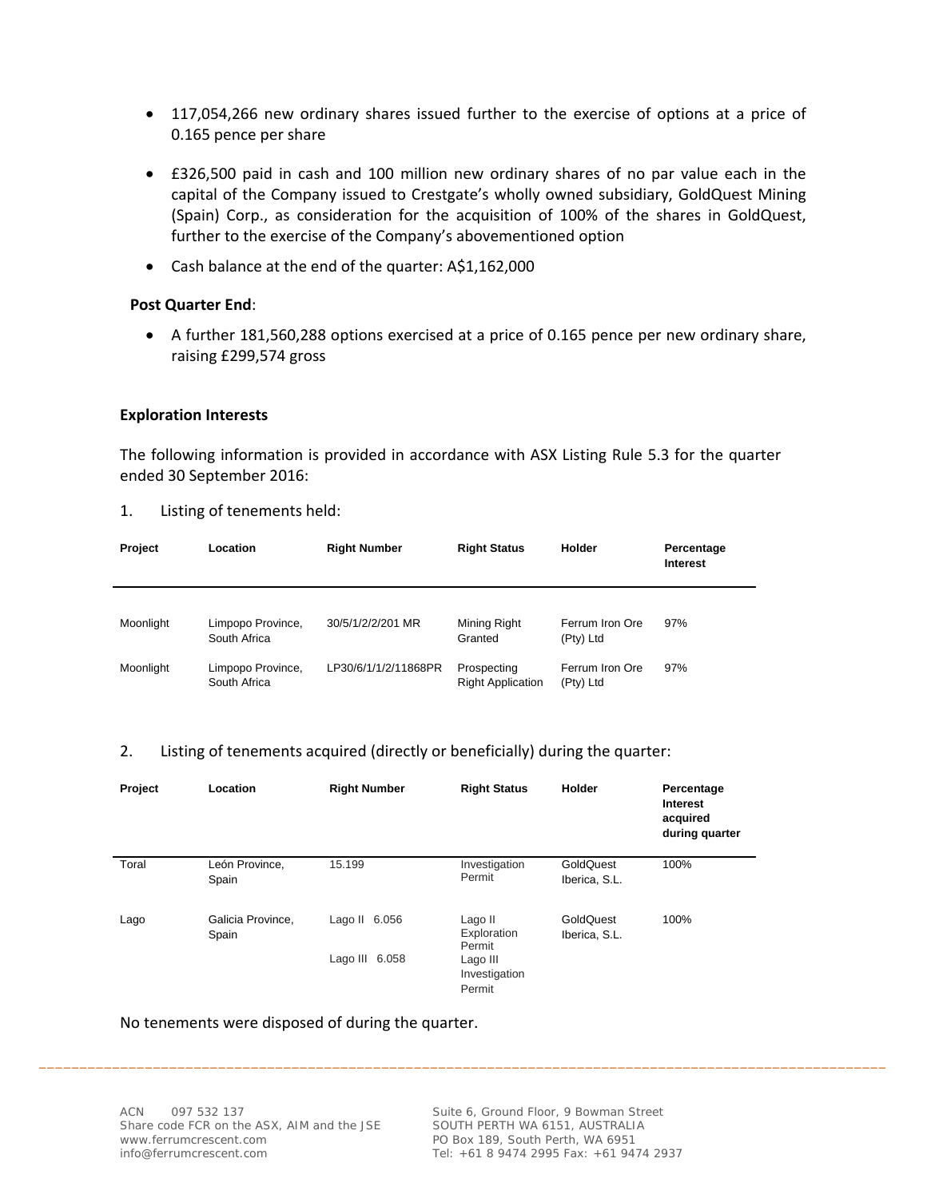- 117,054,266 new ordinary shares issued further to the exercise of options at a price of 0.165 pence per share
- £326,500 paid in cash and 100 million new ordinary shares of no par value each in the capital of the Company issued to Crestgate's wholly owned subsidiary, GoldQuest Mining (Spain) Corp., as consideration for the acquisition of 100% of the shares in GoldQuest, further to the exercise of the Company's abovementioned option
- Cash balance at the end of the quarter: A$1,162,000

**Post Quarter End**:

- A further 181,560,288 options exercised at a price of 0.165 pence per new ordinary share, raising £299,574 gross

**Exploration Interests**

The following information is provided in accordance with ASX Listing Rule 5.3 for the quarter ended 30 September 2016:

1. Listing of tenements held:

| Project | Location | Right Number | Right Status | Holder | Percentage Interest |
|---|---|---|---|---|---|
| Moonlight | Limpopo Province, South Africa | 30/5/1/2/2/201 MR | Mining Right Granted | Ferrum Iron Ore (Pty) Ltd | 97% |
| Moonlight | Limpopo Province, South Africa | LP30/6/1/1/2/11868PR | Prospecting Right Application | Ferrum Iron Ore (Pty) Ltd | 97% |

2. Listing of tenements acquired (directly or beneficially) during the quarter:

| Project | Location | Right Number | Right Status | Holder | Percentage Interest acquired during quarter |
|---|---|---|---|---|---|
| Toral | León Province, Spain | 15.199 | Investigation Permit | GoldQuest Iberica, S.L. | 100% |
| Lago | Galicia Province, Spain | Lago II 6.056<br>Lago III 6.058 | Lago II Exploration Permit<br>Lago III Investigation Permit | GoldQuest Iberica, S.L. | 100% |

No tenements were disposed of during the quarter.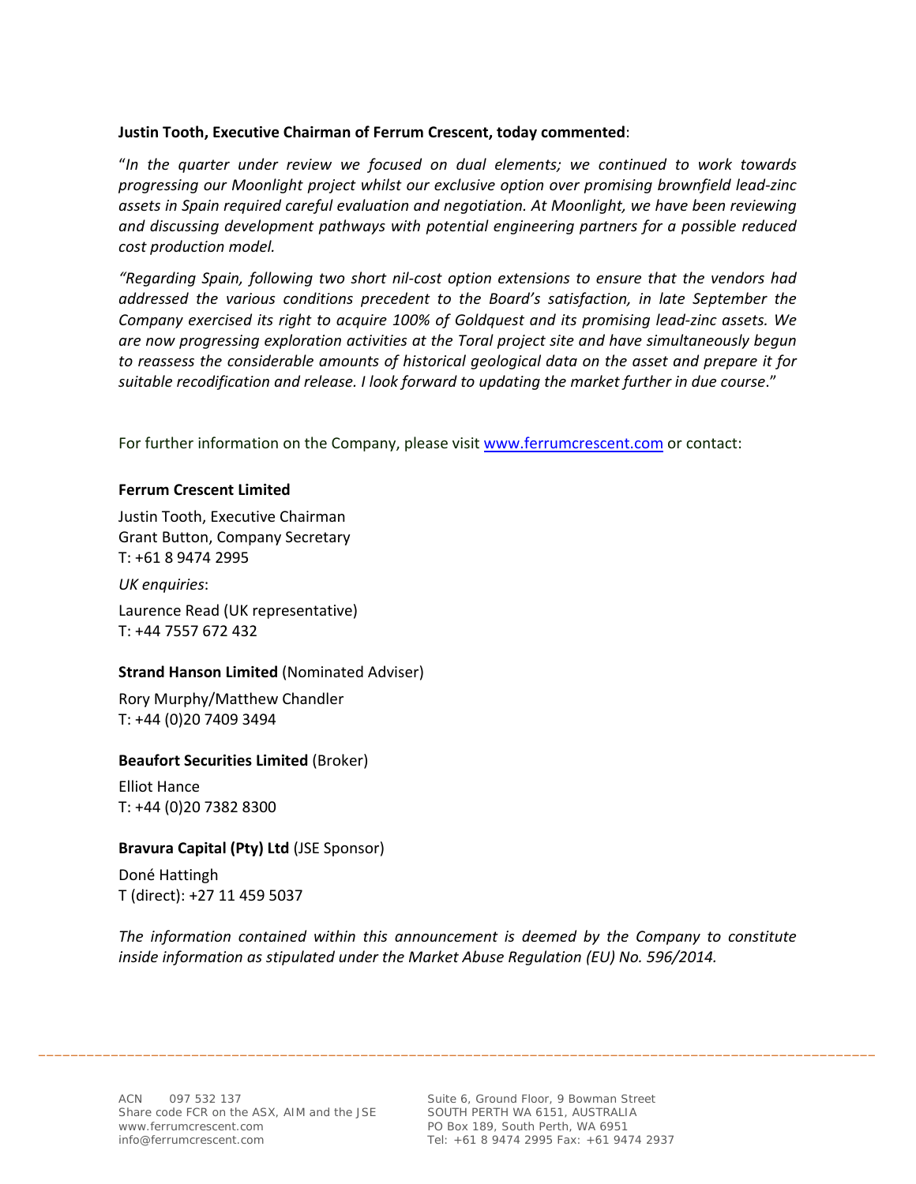**Justin Tooth, Executive Chairman of Ferrum Crescent, today commented**:

"*In the quarter under review we focused on dual elements; we continued to work towards progressing our Moonlight project whilst our exclusive option over promising brownfield lead-zinc assets in Spain required careful evaluation and negotiation. At Moonlight, we have been reviewing and discussing development pathways with potential engineering partners for a possible reduced cost production model.*

*"Regarding Spain, following two short nil-cost option extensions to ensure that the vendors had addressed the various conditions precedent to the Board's satisfaction, in late September the Company exercised its right to acquire 100% of Goldquest and its promising lead-zinc assets. We are now progressing exploration activities at the Toral project site and have simultaneously begun to reassess the considerable amounts of historical geological data on the asset and prepare it for suitable recodification and release. I look forward to updating the market further in due course*."

For further information on the Company, please visit www.ferrumcrescent.com or contact:

**Ferrum Crescent Limited**

Justin Tooth, Executive Chairman
Grant Button, Company Secretary
T: +61 8 9474 2995

*UK enquiries*:

Laurence Read (UK representative)
T: +44 7557 672 432

**Strand Hanson Limited** (Nominated Adviser)

Rory Murphy/Matthew Chandler
T: +44 (0)20 7409 3494

**Beaufort Securities Limited** (Broker)

Elliot Hance
T: +44 (0)20 7382 8300

**Bravura Capital (Pty) Ltd** (JSE Sponsor)

Doné Hattingh
T (direct): +27 11 459 5037

*The information contained within this announcement is deemed by the Company to constitute inside information as stipulated under the Market Abuse Regulation (EU) No. 596/2014.*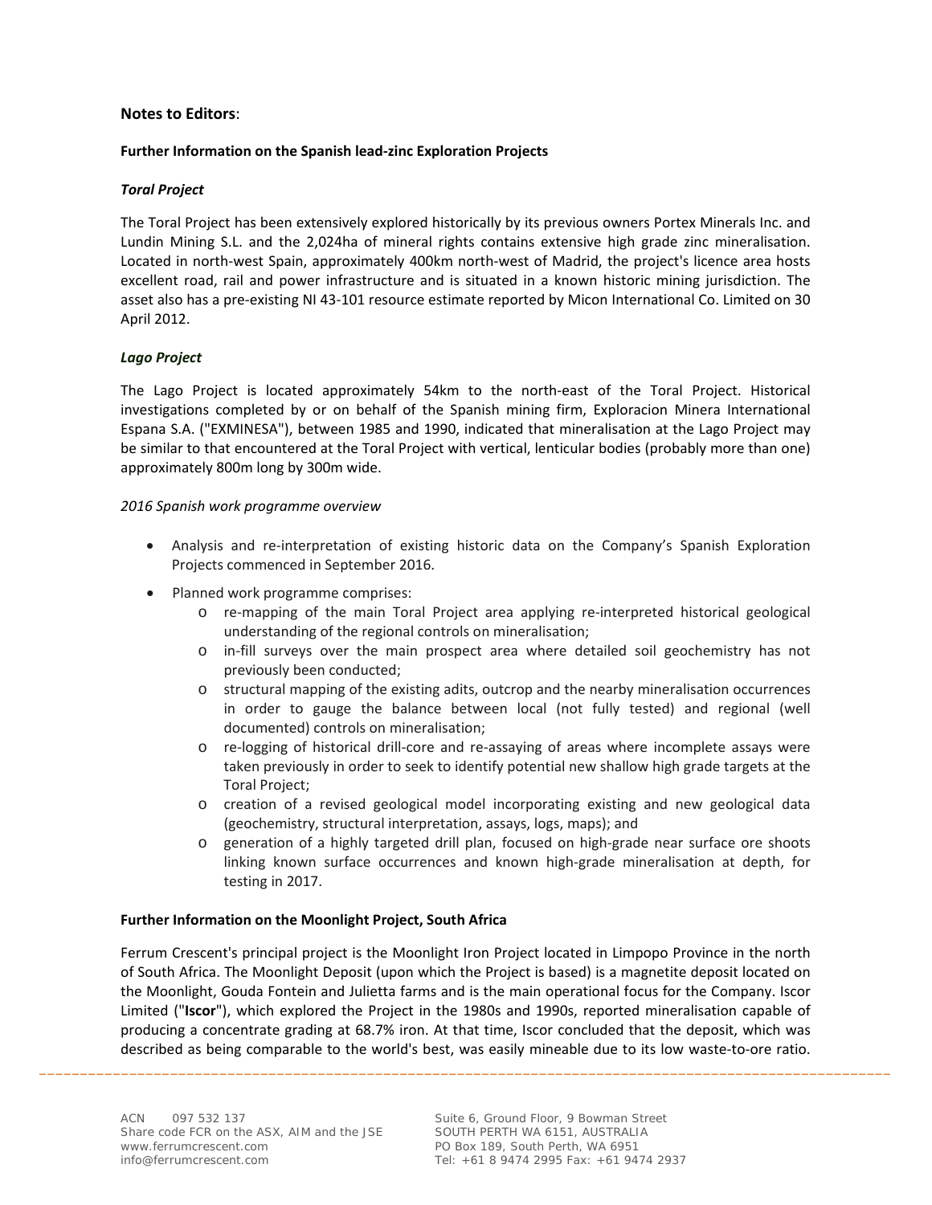## Notes to Editors:

### Further Information on the Spanish lead-zinc Exploration Projects

***Toral Project***

The Toral Project has been extensively explored historically by its previous owners Portex Minerals Inc. and Lundin Mining S.L. and the 2,024ha of mineral rights contains extensive high grade zinc mineralisation. Located in north-west Spain, approximately 400km north-west of Madrid, the project's licence area hosts excellent road, rail and power infrastructure and is situated in a known historic mining jurisdiction. The asset also has a pre-existing NI 43-101 resource estimate reported by Micon International Co. Limited on 30 April 2012.

***Lago Project***

The Lago Project is located approximately 54km to the north-east of the Toral Project. Historical investigations completed by or on behalf of the Spanish mining firm, Exploracion Minera International Espana S.A. ("EXMINESA"), between 1985 and 1990, indicated that mineralisation at the Lago Project may be similar to that encountered at the Toral Project with vertical, lenticular bodies (probably more than one) approximately 800m long by 300m wide.

*2016 Spanish work programme overview*

- Analysis and re-interpretation of existing historic data on the Company's Spanish Exploration Projects commenced in September 2016.
- Planned work programme comprises:
  - re-mapping of the main Toral Project area applying re-interpreted historical geological understanding of the regional controls on mineralisation;
  - in-fill surveys over the main prospect area where detailed soil geochemistry has not previously been conducted;
  - structural mapping of the existing adits, outcrop and the nearby mineralisation occurrences in order to gauge the balance between local (not fully tested) and regional (well documented) controls on mineralisation;
  - re-logging of historical drill-core and re-assaying of areas where incomplete assays were taken previously in order to seek to identify potential new shallow high grade targets at the Toral Project;
  - creation of a revised geological model incorporating existing and new geological data (geochemistry, structural interpretation, assays, logs, maps); and
  - generation of a highly targeted drill plan, focused on high-grade near surface ore shoots linking known surface occurrences and known high-grade mineralisation at depth, for testing in 2017.

### Further Information on the Moonlight Project, South Africa

Ferrum Crescent's principal project is the Moonlight Iron Project located in Limpopo Province in the north of South Africa. The Moonlight Deposit (upon which the Project is based) is a magnetite deposit located on the Moonlight, Gouda Fontein and Julietta farms and is the main operational focus for the Company. Iscor Limited ("**Iscor**"), which explored the Project in the 1980s and 1990s, reported mineralisation capable of producing a concentrate grading at 68.7% iron. At that time, Iscor concluded that the deposit, which was described as being comparable to the world's best, was easily mineable due to its low waste-to-ore ratio.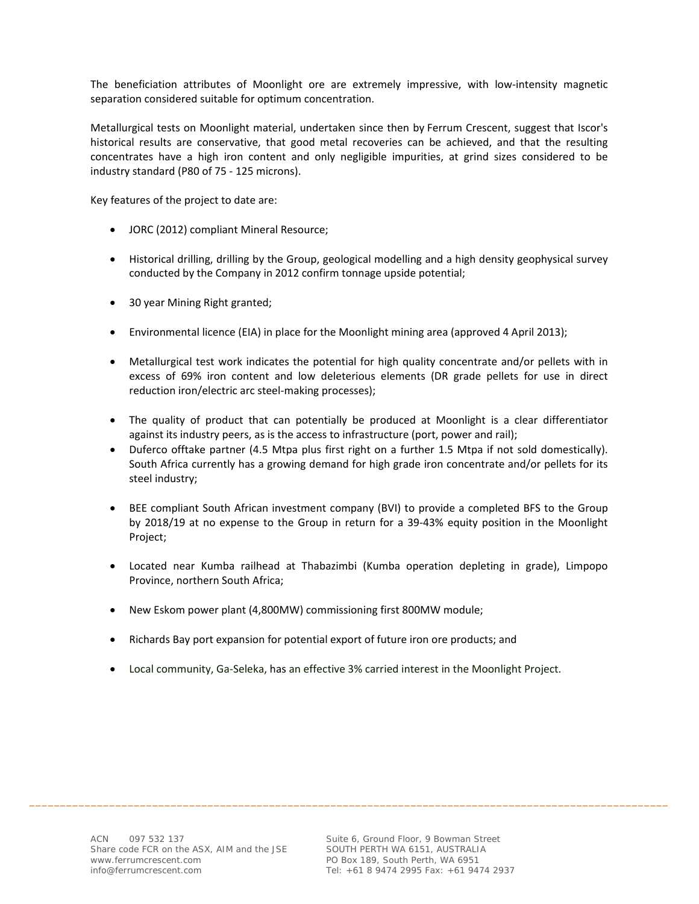The beneficiation attributes of Moonlight ore are extremely impressive, with low-intensity magnetic separation considered suitable for optimum concentration.

Metallurgical tests on Moonlight material, undertaken since then by Ferrum Crescent, suggest that Iscor's historical results are conservative, that good metal recoveries can be achieved, and that the resulting concentrates have a high iron content and only negligible impurities, at grind sizes considered to be industry standard (P80 of 75 - 125 microns).

Key features of the project to date are:

- JORC (2012) compliant Mineral Resource;
- Historical drilling, drilling by the Group, geological modelling and a high density geophysical survey conducted by the Company in 2012 confirm tonnage upside potential;
- 30 year Mining Right granted;
- Environmental licence (EIA) in place for the Moonlight mining area (approved 4 April 2013);
- Metallurgical test work indicates the potential for high quality concentrate and/or pellets with in excess of 69% iron content and low deleterious elements (DR grade pellets for use in direct reduction iron/electric arc steel-making processes);
- The quality of product that can potentially be produced at Moonlight is a clear differentiator against its industry peers, as is the access to infrastructure (port, power and rail);
- Duferco offtake partner (4.5 Mtpa plus first right on a further 1.5 Mtpa if not sold domestically). South Africa currently has a growing demand for high grade iron concentrate and/or pellets for its steel industry;
- BEE compliant South African investment company (BVI) to provide a completed BFS to the Group by 2018/19 at no expense to the Group in return for a 39-43% equity position in the Moonlight Project;
- Located near Kumba railhead at Thabazimbi (Kumba operation depleting in grade), Limpopo Province, northern South Africa;
- New Eskom power plant (4,800MW) commissioning first 800MW module;
- Richards Bay port expansion for potential export of future iron ore products; and
- Local community, Ga-Seleka, has an effective 3% carried interest in the Moonlight Project.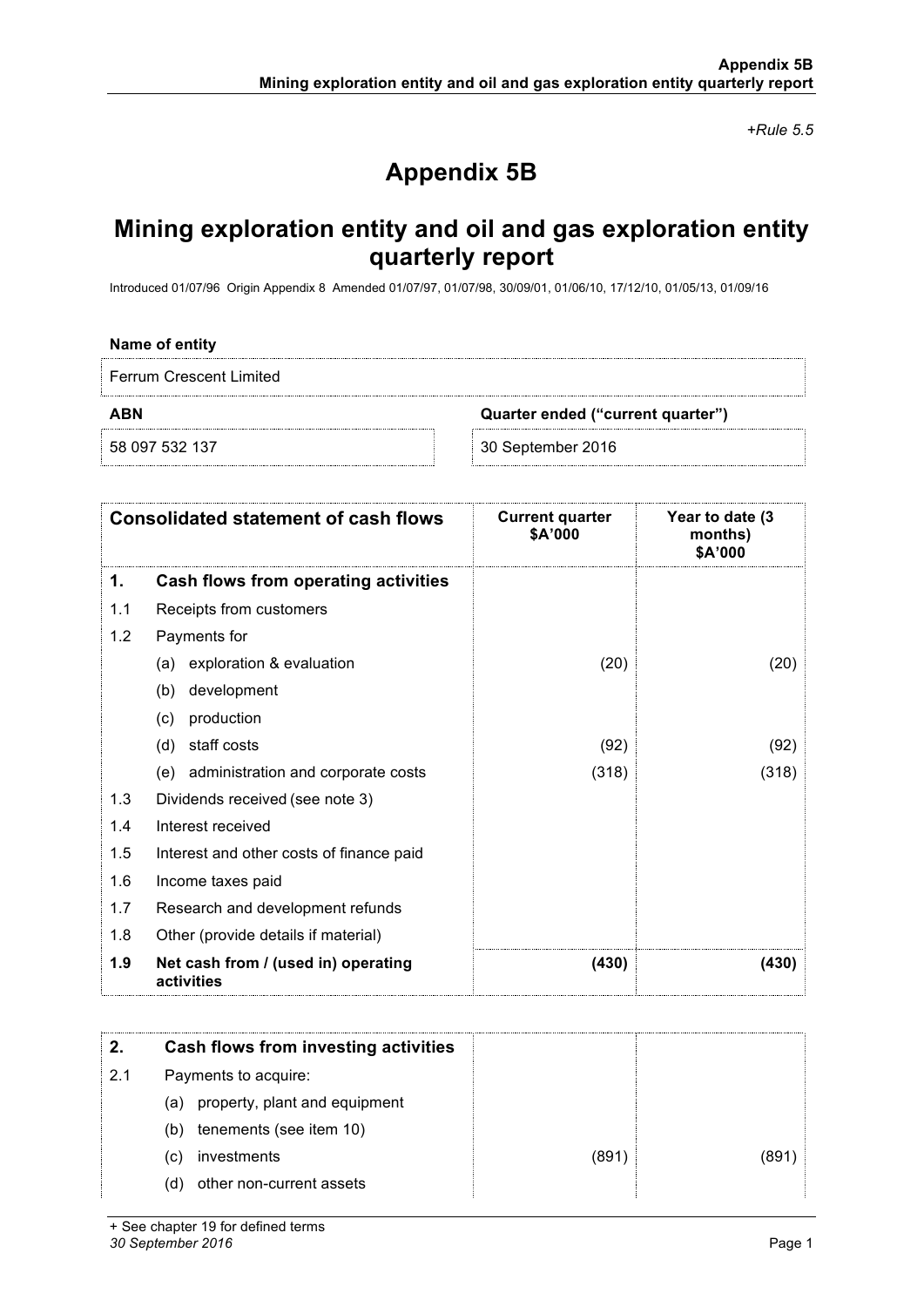*+Rule 5.5*

# Appendix 5B

## Mining exploration entity and oil and gas exploration entity quarterly report

Introduced 01/07/96 Origin Appendix 8 Amended 01/07/97, 01/07/98, 30/09/01, 01/06/10, 17/12/10, 01/05/13, 01/09/16

**Name of entity**

Ferrum Crescent Limited

| ABN | Quarter ended ("current quarter") |
|---|---|
| 58 097 532 137 | 30 September 2016 |

| | Consolidated statement of cash flows | Current quarter $A'000 | Year to date (3 months) $A'000 |
|---|---|---|---|
| **1.** | **Cash flows from operating activities** | | |
| 1.1 | Receipts from customers | | |
| 1.2 | Payments for | | |
| | (a) exploration & evaluation | (20) | (20) |
| | (b) development | | |
| | (c) production | | |
| | (d) staff costs | (92) | (92) |
| | (e) administration and corporate costs | (318) | (318) |
| 1.3 | Dividends received (see note 3) | | |
| 1.4 | Interest received | | |
| 1.5 | Interest and other costs of finance paid | | |
| 1.6 | Income taxes paid | | |
| 1.7 | Research and development refunds | | |
| 1.8 | Other (provide details if material) | | |
| **1.9** | **Net cash from / (used in) operating activities** | **(430)** | **(430)** |

| | | | |
|---|---|---|---|
| **2.** | **Cash flows from investing activities** | | |
| 2.1 | Payments to acquire: | | |
| | (a) property, plant and equipment | | |
| | (b) tenements (see item 10) | | |
| | (c) investments | (891) | (891) |
| | (d) other non-current assets | | |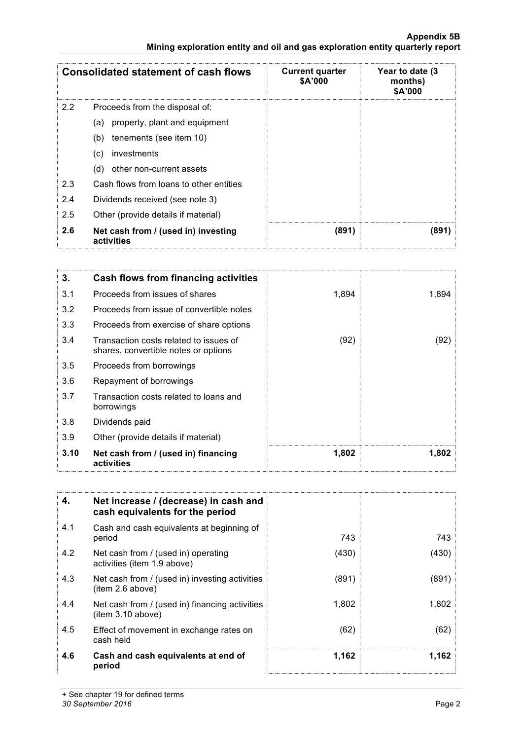| Consolidated statement of cash flows | | Current quarter $A'000 | Year to date (3 months) $A'000 |
|---|---|---|---|
| 2.2 | Proceeds from the disposal of: | | |
| | (a) property, plant and equipment | | |
| | (b) tenements (see item 10) | | |
| | (c) investments | | |
| | (d) other non-current assets | | |
| 2.3 | Cash flows from loans to other entities | | |
| 2.4 | Dividends received (see note 3) | | |
| 2.5 | Other (provide details if material) | | |
| **2.6** | **Net cash from / (used in) investing activities** | **(891)** | **(891)** |

| 3. | Cash flows from financing activities | | |
|---|---|---|---|
| 3.1 | Proceeds from issues of shares | 1,894 | 1,894 |
| 3.2 | Proceeds from issue of convertible notes | | |
| 3.3 | Proceeds from exercise of share options | | |
| 3.4 | Transaction costs related to issues of shares, convertible notes or options | (92) | (92) |
| 3.5 | Proceeds from borrowings | | |
| 3.6 | Repayment of borrowings | | |
| 3.7 | Transaction costs related to loans and borrowings | | |
| 3.8 | Dividends paid | | |
| 3.9 | Other (provide details if material) | | |
| **3.10** | **Net cash from / (used in) financing activities** | **1,802** | **1,802** |

| 4. | Net increase / (decrease) in cash and cash equivalents for the period | | |
|---|---|---|---|
| 4.1 | Cash and cash equivalents at beginning of period | 743 | 743 |
| 4.2 | Net cash from / (used in) operating activities (item 1.9 above) | (430) | (430) |
| 4.3 | Net cash from / (used in) investing activities (item 2.6 above) | (891) | (891) |
| 4.4 | Net cash from / (used in) financing activities (item 3.10 above) | 1,802 | 1,802 |
| 4.5 | Effect of movement in exchange rates on cash held | (62) | (62) |
| **4.6** | **Cash and cash equivalents at end of period** | **1,162** | **1,162** |

+ See chapter 19 for defined terms
*30 September 2016*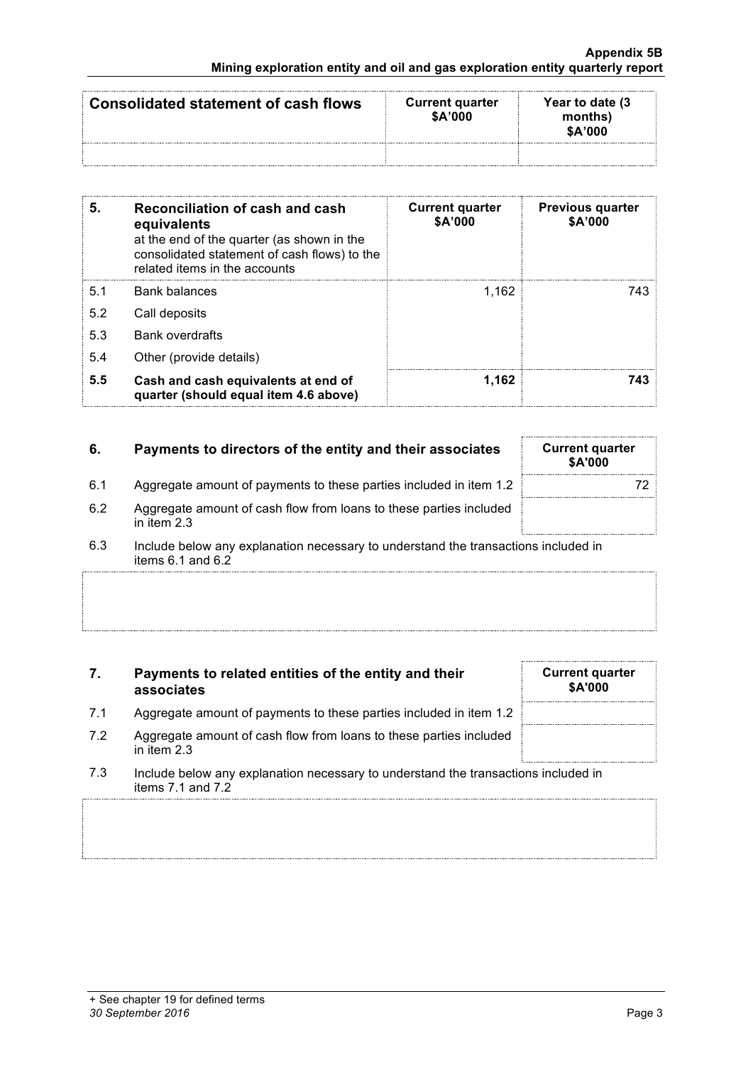| Consolidated statement of cash flows | Current quarter \$A'000 | Year to date (3 months) \$A'000 |
|---|---|---|
| | | |

| 5. | Reconciliation of cash and cash equivalents at the end of the quarter (as shown in the consolidated statement of cash flows) to the related items in the accounts | Current quarter \$A'000 | Previous quarter \$A'000 |
|---|---|---|---|
| 5.1 | Bank balances | 1,162 | 743 |
| 5.2 | Call deposits | | |
| 5.3 | Bank overdrafts | | |
| 5.4 | Other (provide details) | | |
| **5.5** | **Cash and cash equivalents at end of quarter (should equal item 4.6 above)** | **1,162** | **743** |

| 6. | Payments to directors of the entity and their associates | Current quarter \$A'000 |
|---|---|---|
| 6.1 | Aggregate amount of payments to these parties included in item 1.2 | 72 |
| 6.2 | Aggregate amount of cash flow from loans to these parties included in item 2.3 | |

6.3 Include below any explanation necessary to understand the transactions included in items 6.1 and 6.2

| 7. | Payments to related entities of the entity and their associates | Current quarter \$A'000 |
|---|---|---|
| 7.1 | Aggregate amount of payments to these parties included in item 1.2 | |
| 7.2 | Aggregate amount of cash flow from loans to these parties included in item 2.3 | |

7.3 Include below any explanation necessary to understand the transactions included in items 7.1 and 7.2

+ See chapter 19 for defined terms

*30 September 2016*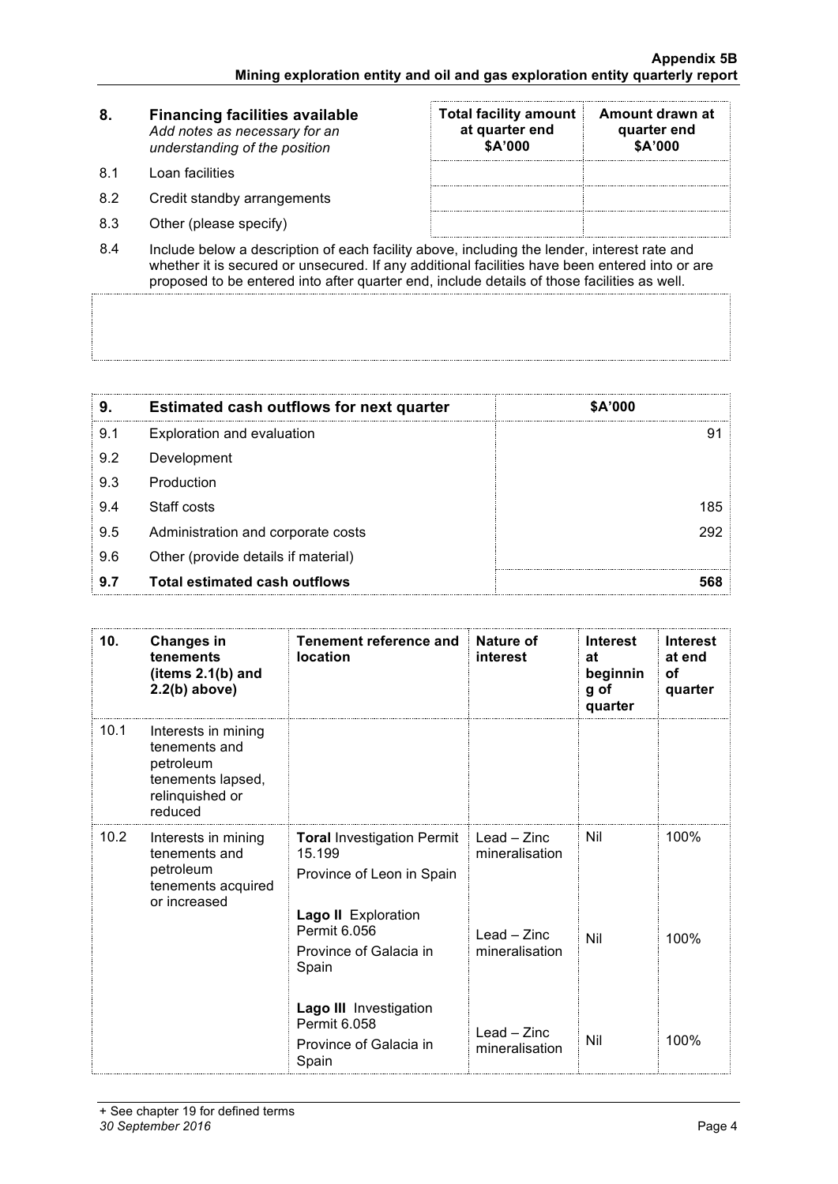| 8. | Financing facilities available *Add notes as necessary for an understanding of the position* | Total facility amount at quarter end \$A'000 | Amount drawn at quarter end \$A'000 |
|---|---|---|---|
| 8.1 | Loan facilities | | |
| 8.2 | Credit standby arrangements | | |
| 8.3 | Other (please specify) | | |

8.4 Include below a description of each facility above, including the lender, interest rate and whether it is secured or unsecured. If any additional facilities have been entered into or are proposed to be entered into after quarter end, include details of those facilities as well.

| 9. | Estimated cash outflows for next quarter | \$A'000 |
|---|---|---|
| 9.1 | Exploration and evaluation | 91 |
| 9.2 | Development | |
| 9.3 | Production | |
| 9.4 | Staff costs | 185 |
| 9.5 | Administration and corporate costs | 292 |
| 9.6 | Other (provide details if material) | |
| **9.7** | **Total estimated cash outflows** | **568** |

| 10. | Changes in tenements (items 2.1(b) and 2.2(b) above) | Tenement reference and location | Nature of interest | Interest at beginning of quarter | Interest at end of quarter |
|---|---|---|---|---|---|
| 10.1 | Interests in mining tenements and petroleum tenements lapsed, relinquished or reduced | | | | |
| 10.2 | Interests in mining tenements and petroleum tenements acquired or increased | **Toral** Investigation Permit 15.199 Province of Leon in Spain | Lead – Zinc mineralisation | Nil | 100% |
| | | **Lago II** Exploration Permit 6.056 Province of Galacia in Spain | Lead – Zinc mineralisation | Nil | 100% |
| | | **Lago III** Investigation Permit 6.058 Province of Galacia in Spain | Lead – Zinc mineralisation | Nil | 100% |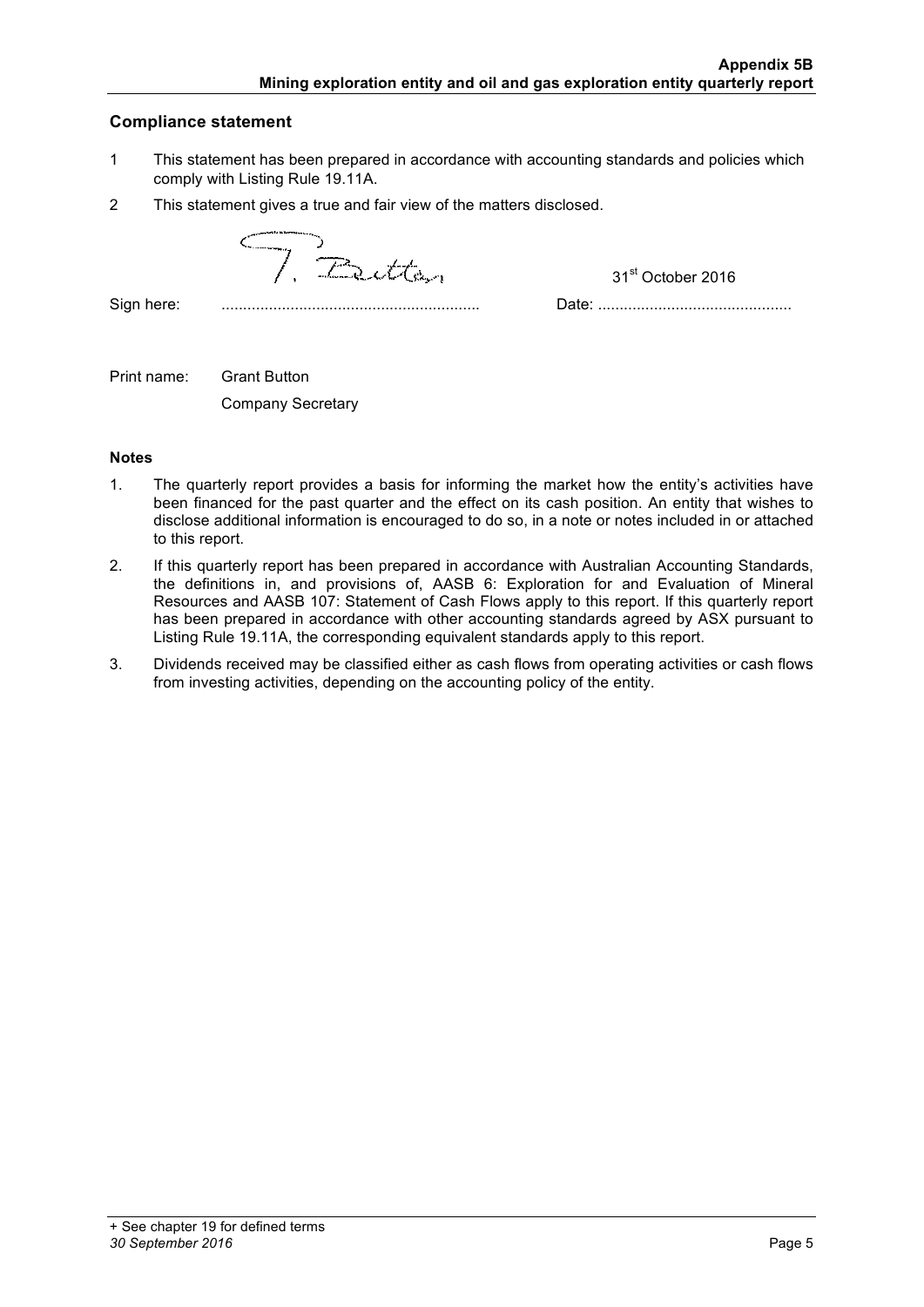## Compliance statement

1. This statement has been prepared in accordance with accounting standards and policies which comply with Listing Rule 19.11A.
2. This statement gives a true and fair view of the matters disclosed.

Sign here: ............................................................ Date: 31st October 2016

Print name: Grant Button
Company Secretary

### Notes

1. The quarterly report provides a basis for informing the market how the entity's activities have been financed for the past quarter and the effect on its cash position. An entity that wishes to disclose additional information is encouraged to do so, in a note or notes included in or attached to this report.
2. If this quarterly report has been prepared in accordance with Australian Accounting Standards, the definitions in, and provisions of, AASB 6: Exploration for and Evaluation of Mineral Resources and AASB 107: Statement of Cash Flows apply to this report. If this quarterly report has been prepared in accordance with other accounting standards agreed by ASX pursuant to Listing Rule 19.11A, the corresponding equivalent standards apply to this report.
3. Dividends received may be classified either as cash flows from operating activities or cash flows from investing activities, depending on the accounting policy of the entity.

+ See chapter 19 for defined terms